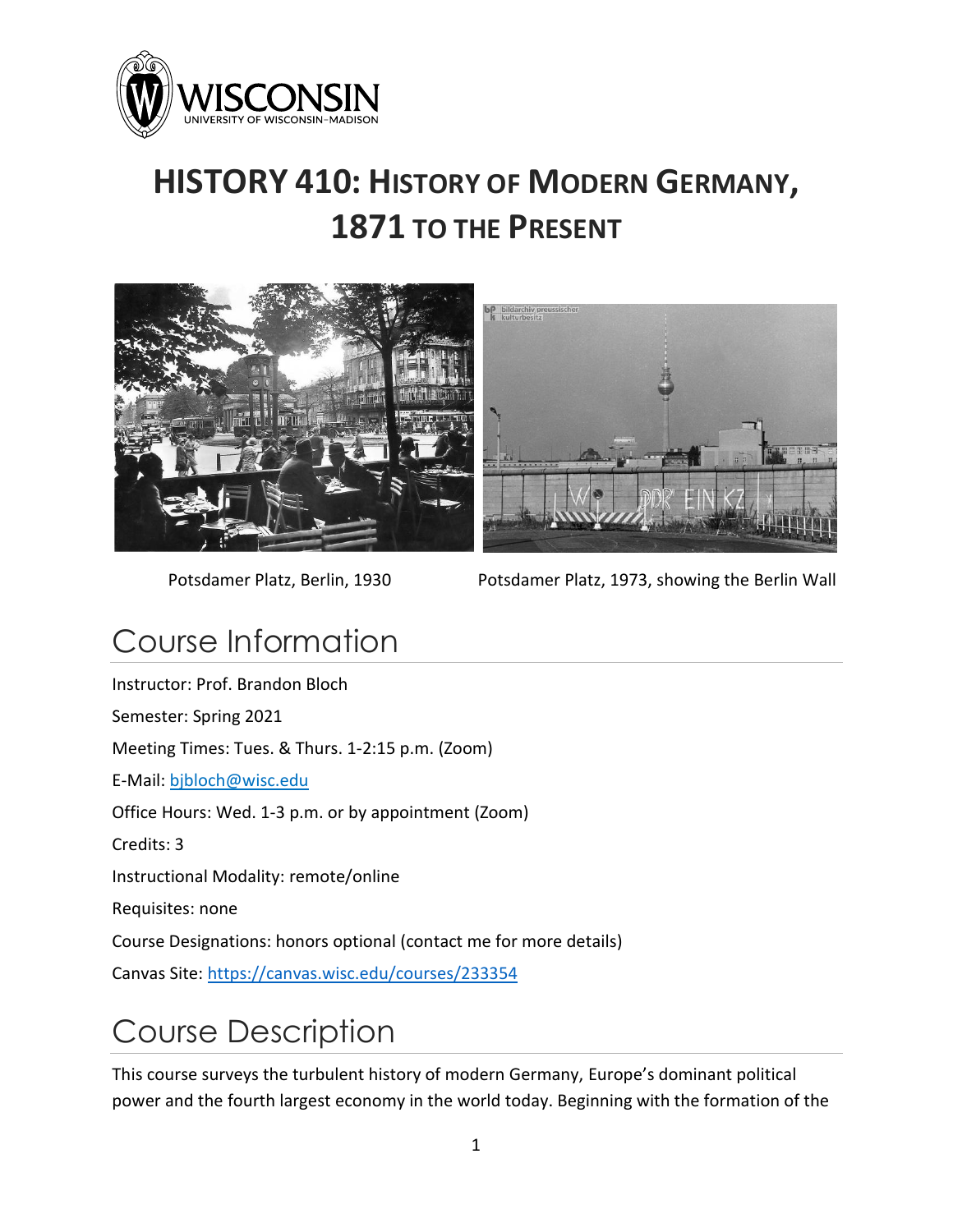# HISTORY 410: HISTORY OF MODERN GERMANY, 1871 TO THE PRESENT

Potsdamer Platz, Berlin, 1930

Potsdamer Platz, 1973, showing the Berlin Wall

## Course Information

Instructor: Prof. Brandon Bloch

Semester: Spring 2021

Meeting Times: Tues. & Thurs. 1-2:15 p.m. (Zoom)

E-Mail: bjbloch@wisc.edu

Office Hours: Wed. 1-3 p.m. or by appointment (Zoom)

Credits: 3

Instructional Modality: remote/online

Requisites: none

Course Designations: honors optional (contact me for more details)

Canvas Site: https://canvas.wisc.edu/courses/233354

## Course Description

This course surveys the turbulent history of modern Germany, Europe's dominant political power and the fourth largest economy in the world today. Beginning with the formation of the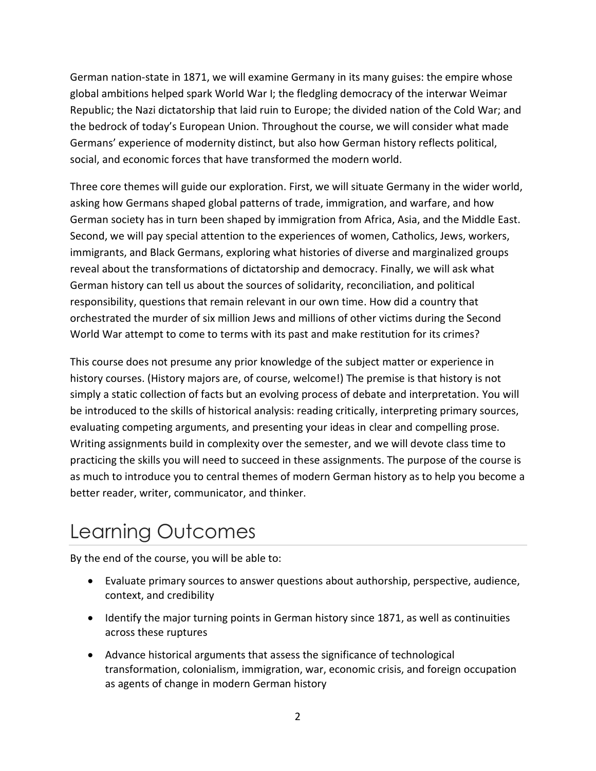German nation-state in 1871, we will examine Germany in its many guises: the empire whose global ambitions helped spark World War I; the fledgling democracy of the interwar Weimar Republic; the Nazi dictatorship that laid ruin to Europe; the divided nation of the Cold War; and the bedrock of today's European Union. Throughout the course, we will consider what made Germans' experience of modernity distinct, but also how German history reflects political, social, and economic forces that have transformed the modern world.

Three core themes will guide our exploration. First, we will situate Germany in the wider world, asking how Germans shaped global patterns of trade, immigration, and warfare, and how German society has in turn been shaped by immigration from Africa, Asia, and the Middle East. Second, we will pay special attention to the experiences of women, Catholics, Jews, workers, immigrants, and Black Germans, exploring what histories of diverse and marginalized groups reveal about the transformations of dictatorship and democracy. Finally, we will ask what German history can tell us about the sources of solidarity, reconciliation, and political responsibility, questions that remain relevant in our own time. How did a country that orchestrated the murder of six million Jews and millions of other victims during the Second World War attempt to come to terms with its past and make restitution for its crimes?

This course does not presume any prior knowledge of the subject matter or experience in history courses. (History majors are, of course, welcome!) The premise is that history is not simply a static collection of facts but an evolving process of debate and interpretation. You will be introduced to the skills of historical analysis: reading critically, interpreting primary sources, evaluating competing arguments, and presenting your ideas in clear and compelling prose. Writing assignments build in complexity over the semester, and we will devote class time to practicing the skills you will need to succeed in these assignments. The purpose of the course is as much to introduce you to central themes of modern German history as to help you become a better reader, writer, communicator, and thinker.

# Learning Outcomes

By the end of the course, you will be able to:

- Evaluate primary sources to answer questions about authorship, perspective, audience, context, and credibility
- Identify the major turning points in German history since 1871, as well as continuities across these ruptures
- Advance historical arguments that assess the significance of technological transformation, colonialism, immigration, war, economic crisis, and foreign occupation as agents of change in modern German history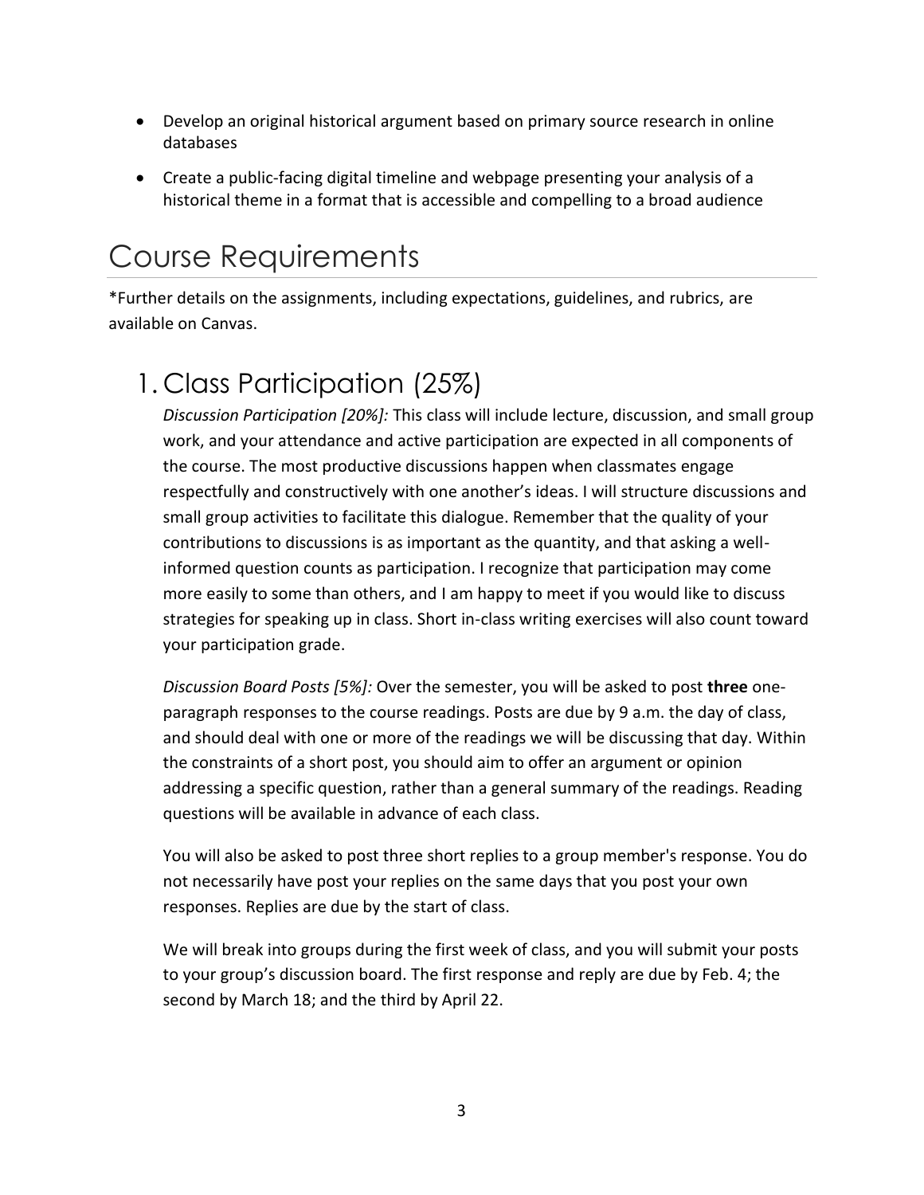- Develop an original historical argument based on primary source research in online databases
- Create a public-facing digital timeline and webpage presenting your analysis of a historical theme in a format that is accessible and compelling to a broad audience

# Course Requirements

*Further details on the assignments, including expectations, guidelines, and rubrics, are available on Canvas.

## 1. Class Participation (25%)

*Discussion Participation [20%]:* This class will include lecture, discussion, and small group work, and your attendance and active participation are expected in all components of the course. The most productive discussions happen when classmates engage respectfully and constructively with one another's ideas. I will structure discussions and small group activities to facilitate this dialogue. Remember that the quality of your contributions to discussions is as important as the quantity, and that asking a well-informed question counts as participation. I recognize that participation may come more easily to some than others, and I am happy to meet if you would like to discuss strategies for speaking up in class. Short in-class writing exercises will also count toward your participation grade.

*Discussion Board Posts [5%]:* Over the semester, you will be asked to post **three** one-paragraph responses to the course readings. Posts are due by 9 a.m. the day of class, and should deal with one or more of the readings we will be discussing that day. Within the constraints of a short post, you should aim to offer an argument or opinion addressing a specific question, rather than a general summary of the readings. Reading questions will be available in advance of each class.

You will also be asked to post three short replies to a group member's response. You do not necessarily have post your replies on the same days that you post your own responses. Replies are due by the start of class.

We will break into groups during the first week of class, and you will submit your posts to your group's discussion board. The first response and reply are due by Feb. 4; the second by March 18; and the third by April 22.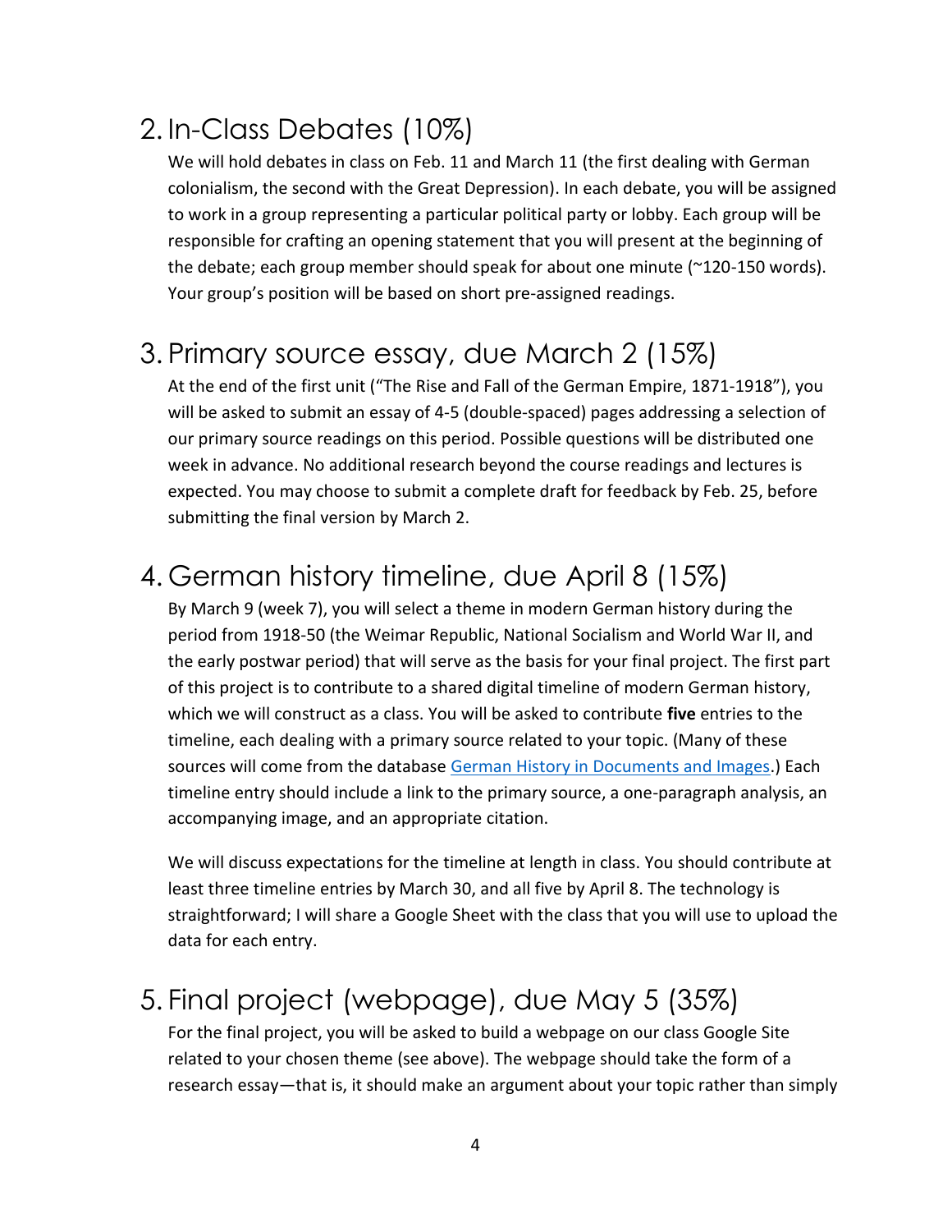## 2. In-Class Debates (10%)

We will hold debates in class on Feb. 11 and March 11 (the first dealing with German colonialism, the second with the Great Depression). In each debate, you will be assigned to work in a group representing a particular political party or lobby. Each group will be responsible for crafting an opening statement that you will present at the beginning of the debate; each group member should speak for about one minute (~120-150 words). Your group's position will be based on short pre-assigned readings.

## 3. Primary source essay, due March 2 (15%)

At the end of the first unit ("The Rise and Fall of the German Empire, 1871-1918"), you will be asked to submit an essay of 4-5 (double-spaced) pages addressing a selection of our primary source readings on this period. Possible questions will be distributed one week in advance. No additional research beyond the course readings and lectures is expected. You may choose to submit a complete draft for feedback by Feb. 25, before submitting the final version by March 2.

## 4. German history timeline, due April 8 (15%)

By March 9 (week 7), you will select a theme in modern German history during the period from 1918-50 (the Weimar Republic, National Socialism and World War II, and the early postwar period) that will serve as the basis for your final project. The first part of this project is to contribute to a shared digital timeline of modern German history, which we will construct as a class. You will be asked to contribute **five** entries to the timeline, each dealing with a primary source related to your topic. (Many of these sources will come from the database German History in Documents and Images.) Each timeline entry should include a link to the primary source, a one-paragraph analysis, an accompanying image, and an appropriate citation.

We will discuss expectations for the timeline at length in class. You should contribute at least three timeline entries by March 30, and all five by April 8. The technology is straightforward; I will share a Google Sheet with the class that you will use to upload the data for each entry.

## 5. Final project (webpage), due May 5 (35%)

For the final project, you will be asked to build a webpage on our class Google Site related to your chosen theme (see above). The webpage should take the form of a research essay—that is, it should make an argument about your topic rather than simply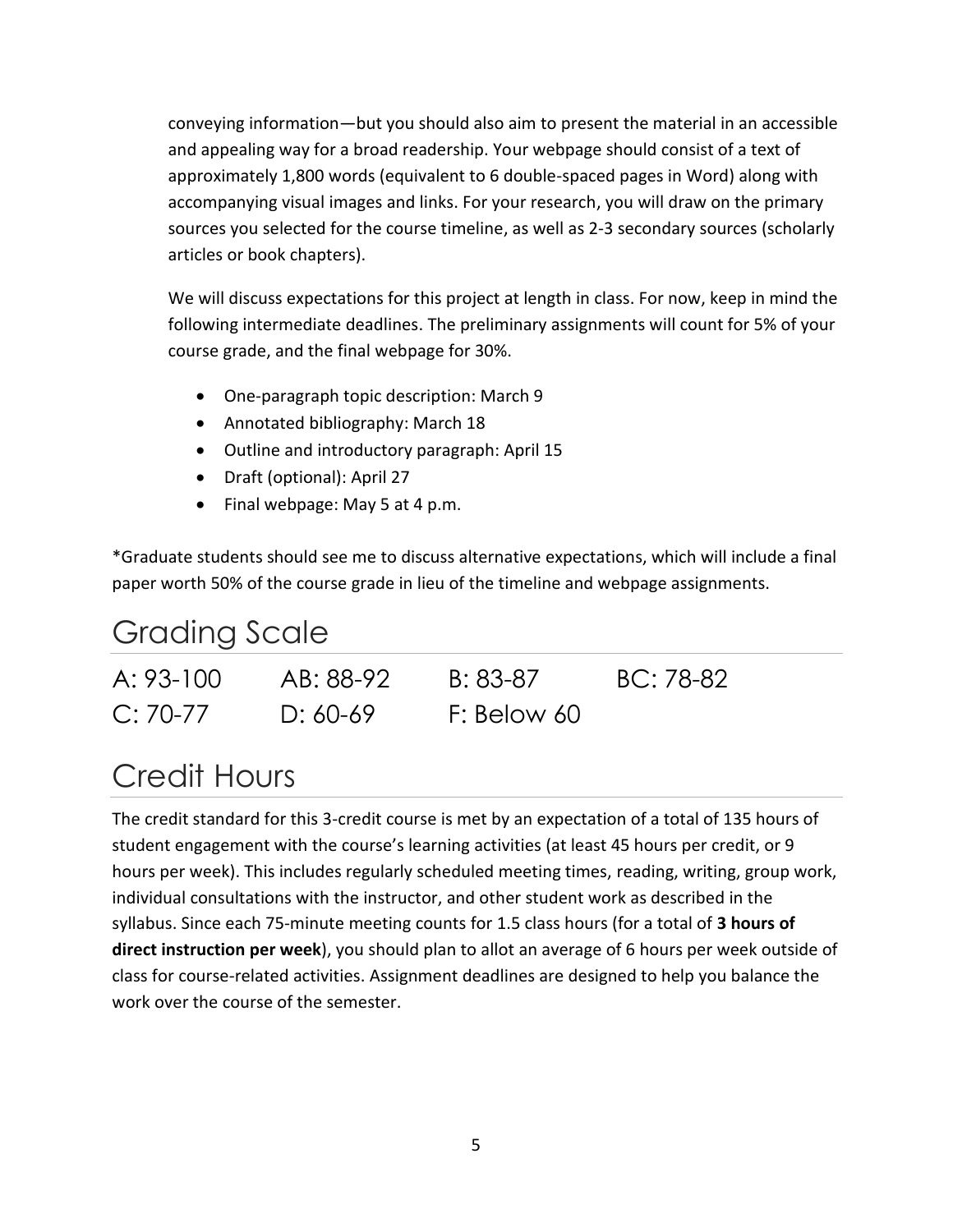conveying information—but you should also aim to present the material in an accessible and appealing way for a broad readership. Your webpage should consist of a text of approximately 1,800 words (equivalent to 6 double-spaced pages in Word) along with accompanying visual images and links. For your research, you will draw on the primary sources you selected for the course timeline, as well as 2-3 secondary sources (scholarly articles or book chapters).

We will discuss expectations for this project at length in class. For now, keep in mind the following intermediate deadlines. The preliminary assignments will count for 5% of your course grade, and the final webpage for 30%.

- One-paragraph topic description: March 9
- Annotated bibliography: March 18
- Outline and introductory paragraph: April 15
- Draft (optional): April 27
- Final webpage: May 5 at 4 p.m.

*Graduate students should see me to discuss alternative expectations, which will include a final paper worth 50% of the course grade in lieu of the timeline and webpage assignments.

# Grading Scale

| | | | |
|---|---|---|---|
| A: 93-100 | AB: 88-92 | B: 83-87 | BC: 78-82 |
| C: 70-77 | D: 60-69 | F: Below 60 | |

# Credit Hours

The credit standard for this 3-credit course is met by an expectation of a total of 135 hours of student engagement with the course's learning activities (at least 45 hours per credit, or 9 hours per week). This includes regularly scheduled meeting times, reading, writing, group work, individual consultations with the instructor, and other student work as described in the syllabus. Since each 75-minute meeting counts for 1.5 class hours (for a total of **3 hours of direct instruction per week**), you should plan to allot an average of 6 hours per week outside of class for course-related activities. Assignment deadlines are designed to help you balance the work over the course of the semester.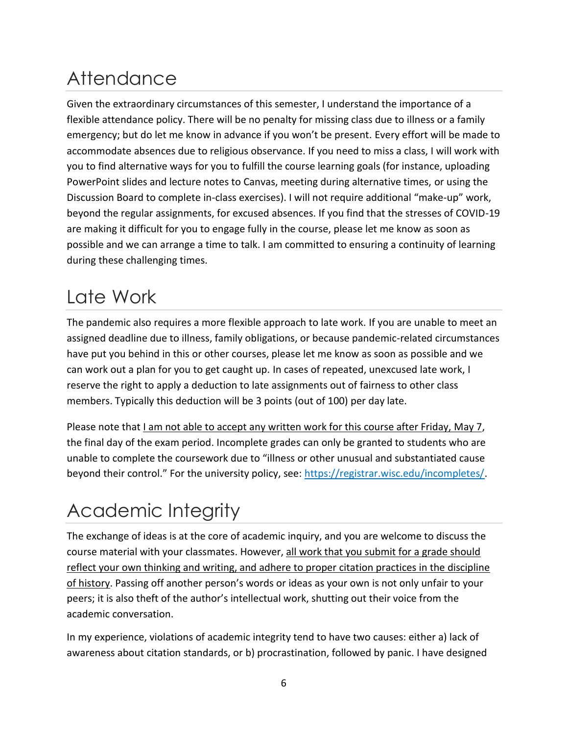## Attendance

Given the extraordinary circumstances of this semester, I understand the importance of a flexible attendance policy. There will be no penalty for missing class due to illness or a family emergency; but do let me know in advance if you won't be present. Every effort will be made to accommodate absences due to religious observance. If you need to miss a class, I will work with you to find alternative ways for you to fulfill the course learning goals (for instance, uploading PowerPoint slides and lecture notes to Canvas, meeting during alternative times, or using the Discussion Board to complete in-class exercises). I will not require additional "make-up" work, beyond the regular assignments, for excused absences. If you find that the stresses of COVID-19 are making it difficult for you to engage fully in the course, please let me know as soon as possible and we can arrange a time to talk. I am committed to ensuring a continuity of learning during these challenging times.

## Late Work

The pandemic also requires a more flexible approach to late work. If you are unable to meet an assigned deadline due to illness, family obligations, or because pandemic-related circumstances have put you behind in this or other courses, please let me know as soon as possible and we can work out a plan for you to get caught up. In cases of repeated, unexcused late work, I reserve the right to apply a deduction to late assignments out of fairness to other class members. Typically this deduction will be 3 points (out of 100) per day late.

Please note that <u>I am not able to accept any written work for this course after Friday, May 7</u>, the final day of the exam period. Incomplete grades can only be granted to students who are unable to complete the coursework due to "illness or other unusual and substantiated cause beyond their control." For the university policy, see: [https://registrar.wisc.edu/incompletes/](https://registrar.wisc.edu/incompletes/).

## Academic Integrity

The exchange of ideas is at the core of academic inquiry, and you are welcome to discuss the course material with your classmates. However, <u>all work that you submit for a grade should reflect your own thinking and writing, and adhere to proper citation practices in the discipline of history</u>. Passing off another person's words or ideas as your own is not only unfair to your peers; it is also theft of the author's intellectual work, shutting out their voice from the academic conversation.

In my experience, violations of academic integrity tend to have two causes: either a) lack of awareness about citation standards, or b) procrastination, followed by panic. I have designed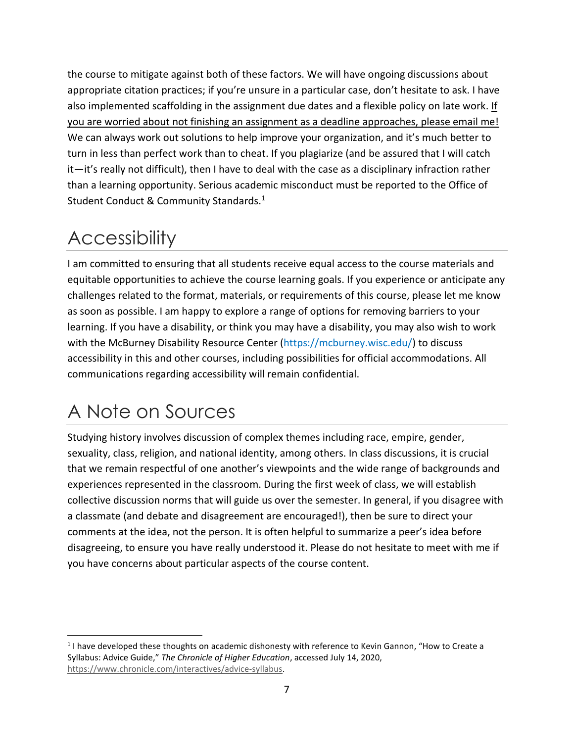the course to mitigate against both of these factors. We will have ongoing discussions about appropriate citation practices; if you're unsure in a particular case, don't hesitate to ask. I have also implemented scaffolding in the assignment due dates and a flexible policy on late work. <u>If you are worried about not finishing an assignment as a deadline approaches, please email me!</u> We can always work out solutions to help improve your organization, and it's much better to turn in less than perfect work than to cheat. If you plagiarize (and be assured that I will catch it—it's really not difficult), then I have to deal with the case as a disciplinary infraction rather than a learning opportunity. Serious academic misconduct must be reported to the Office of Student Conduct & Community Standards.[1]

# Accessibility

I am committed to ensuring that all students receive equal access to the course materials and equitable opportunities to achieve the course learning goals. If you experience or anticipate any challenges related to the format, materials, or requirements of this course, please let me know as soon as possible. I am happy to explore a range of options for removing barriers to your learning. If you have a disability, or think you may have a disability, you may also wish to work with the McBurney Disability Resource Center (https://mcburney.wisc.edu/) to discuss accessibility in this and other courses, including possibilities for official accommodations. All communications regarding accessibility will remain confidential.

# A Note on Sources

Studying history involves discussion of complex themes including race, empire, gender, sexuality, class, religion, and national identity, among others. In class discussions, it is crucial that we remain respectful of one another's viewpoints and the wide range of backgrounds and experiences represented in the classroom. During the first week of class, we will establish collective discussion norms that will guide us over the semester. In general, if you disagree with a classmate (and debate and disagreement are encouraged!), then be sure to direct your comments at the idea, not the person. It is often helpful to summarize a peer's idea before disagreeing, to ensure you have really understood it. Please do not hesitate to meet with me if you have concerns about particular aspects of the course content.

---

[1] I have developed these thoughts on academic dishonesty with reference to Kevin Gannon, "How to Create a Syllabus: Advice Guide," *The Chronicle of Higher Education*, accessed July 14, 2020, https://www.chronicle.com/interactives/advice-syllabus.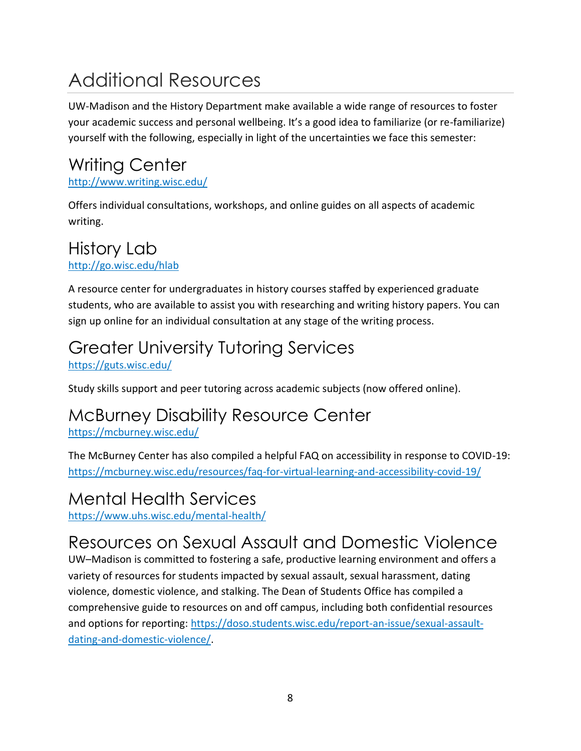# Additional Resources

UW-Madison and the History Department make available a wide range of resources to foster your academic success and personal wellbeing. It's a good idea to familiarize (or re-familiarize) yourself with the following, especially in light of the uncertainties we face this semester:

## Writing Center

http://www.writing.wisc.edu/

Offers individual consultations, workshops, and online guides on all aspects of academic writing.

## History Lab

http://go.wisc.edu/hlab

A resource center for undergraduates in history courses staffed by experienced graduate students, who are available to assist you with researching and writing history papers. You can sign up online for an individual consultation at any stage of the writing process.

## Greater University Tutoring Services

https://guts.wisc.edu/

Study skills support and peer tutoring across academic subjects (now offered online).

## McBurney Disability Resource Center

https://mcburney.wisc.edu/

The McBurney Center has also compiled a helpful FAQ on accessibility in response to COVID-19: https://mcburney.wisc.edu/resources/faq-for-virtual-learning-and-accessibility-covid-19/

## Mental Health Services

https://www.uhs.wisc.edu/mental-health/

## Resources on Sexual Assault and Domestic Violence

UW–Madison is committed to fostering a safe, productive learning environment and offers a variety of resources for students impacted by sexual assault, sexual harassment, dating violence, domestic violence, and stalking. The Dean of Students Office has compiled a comprehensive guide to resources on and off campus, including both confidential resources and options for reporting: https://doso.students.wisc.edu/report-an-issue/sexual-assault-dating-and-domestic-violence/.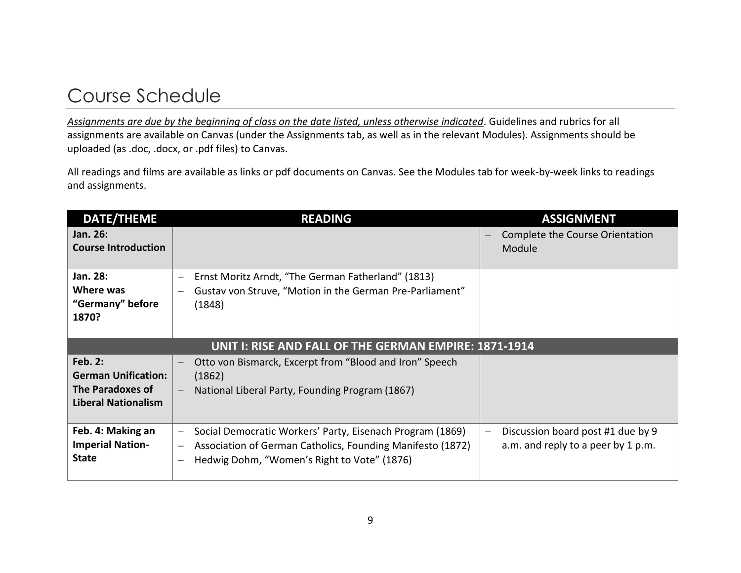# Course Schedule

*<u>Assignments are due by the beginning of class on the date listed, unless otherwise indicated</u>*. Guidelines and rubrics for all assignments are available on Canvas (under the Assignments tab, as well as in the relevant Modules). Assignments should be uploaded (as .doc, .docx, or .pdf files) to Canvas.

All readings and films are available as links or pdf documents on Canvas. See the Modules tab for week-by-week links to readings and assignments.

| DATE/THEME | READING | ASSIGNMENT |
|---|---|---|
| **Jan. 26: Course Introduction** | | – Complete the Course Orientation Module |
| **Jan. 28: Where was "Germany" before 1870?** | – Ernst Moritz Arndt, "The German Fatherland" (1813)<br>– Gustav von Struve, "Motion in the German Pre-Parliament" (1848) | |
| **UNIT I: RISE AND FALL OF THE GERMAN EMPIRE: 1871-1914** | | |
| **Feb. 2: German Unification: The Paradoxes of Liberal Nationalism** | – Otto von Bismarck, Excerpt from "Blood and Iron" Speech (1862)<br>– National Liberal Party, Founding Program (1867) | |
| **Feb. 4: Making an Imperial Nation-State** | – Social Democratic Workers' Party, Eisenach Program (1869)<br>– Association of German Catholics, Founding Manifesto (1872)<br>– Hedwig Dohm, "Women's Right to Vote" (1876) | – Discussion board post #1 due by 9 a.m. and reply to a peer by 1 p.m. |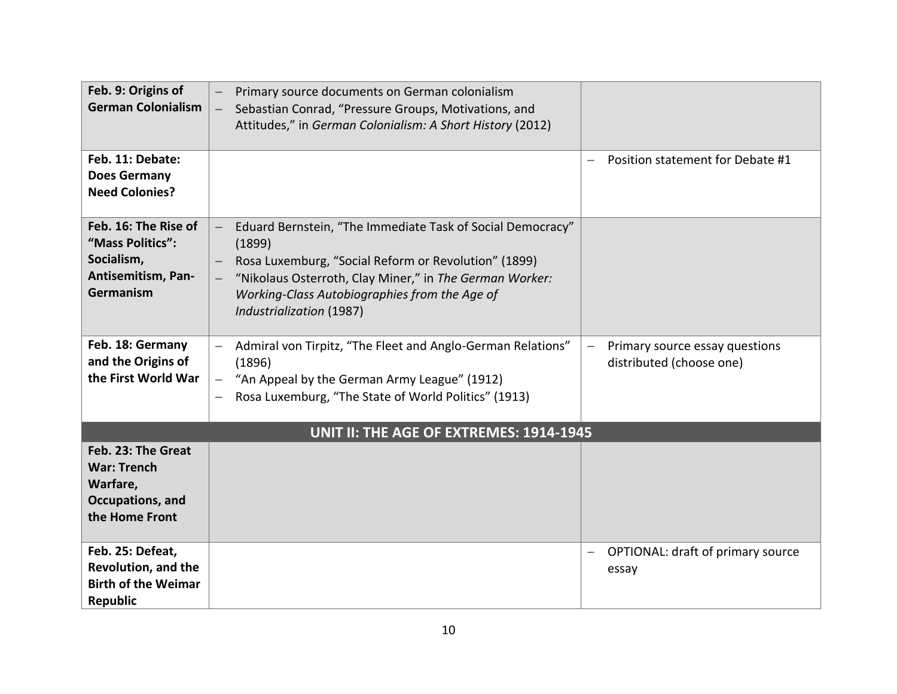| | | |
|---|---|---|
| **Feb. 9: Origins of German Colonialism** | – Primary source documents on German colonialism<br>– Sebastian Conrad, "Pressure Groups, Motivations, and Attitudes," in *German Colonialism: A Short History* (2012) | |
| **Feb. 11: Debate: Does Germany Need Colonies?** | | – Position statement for Debate #1 |
| **Feb. 16: The Rise of "Mass Politics": Socialism, Antisemitism, Pan-Germanism** | – Eduard Bernstein, "The Immediate Task of Social Democracy" (1899)<br>– Rosa Luxemburg, "Social Reform or Revolution" (1899)<br>– "Nikolaus Osterroth, Clay Miner," in *The German Worker: Working-Class Autobiographies from the Age of Industrialization* (1987) | |
| **Feb. 18: Germany and the Origins of the First World War** | – Admiral von Tirpitz, "The Fleet and Anglo-German Relations" (1896)<br>– "An Appeal by the German Army League" (1912)<br>– Rosa Luxemburg, "The State of World Politics" (1913) | – Primary source essay questions distributed (choose one) |
| **UNIT II: THE AGE OF EXTREMES: 1914-1945** | | |
| **Feb. 23: The Great War: Trench Warfare, Occupations, and the Home Front** | | |
| **Feb. 25: Defeat, Revolution, and the Birth of the Weimar Republic** | | – OPTIONAL: draft of primary source essay |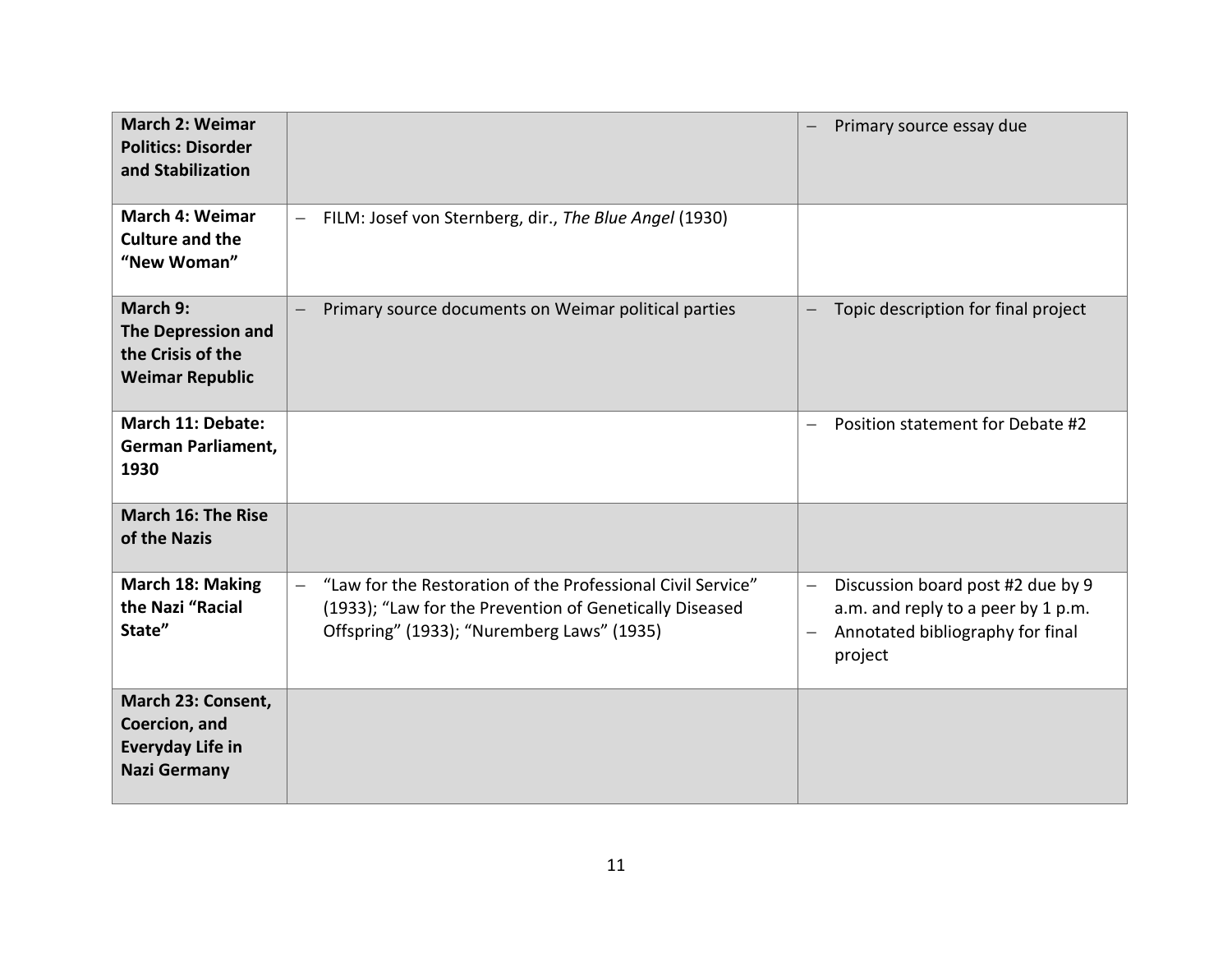| | | |
|---|---|---|
| **March 2: Weimar Politics: Disorder and Stabilization** | | – Primary source essay due |
| **March 4: Weimar Culture and the "New Woman"** | – FILM: Josef von Sternberg, dir., *The Blue Angel* (1930) | |
| **March 9: The Depression and the Crisis of the Weimar Republic** | – Primary source documents on Weimar political parties | – Topic description for final project |
| **March 11: Debate: German Parliament, 1930** | | – Position statement for Debate #2 |
| **March 16: The Rise of the Nazis** | | |
| **March 18: Making the Nazi "Racial State"** | – "Law for the Restoration of the Professional Civil Service" (1933); "Law for the Prevention of Genetically Diseased Offspring" (1933); "Nuremberg Laws" (1935) | – Discussion board post #2 due by 9 a.m. and reply to a peer by 1 p.m.<br>– Annotated bibliography for final project |
| **March 23: Consent, Coercion, and Everyday Life in Nazi Germany** | | |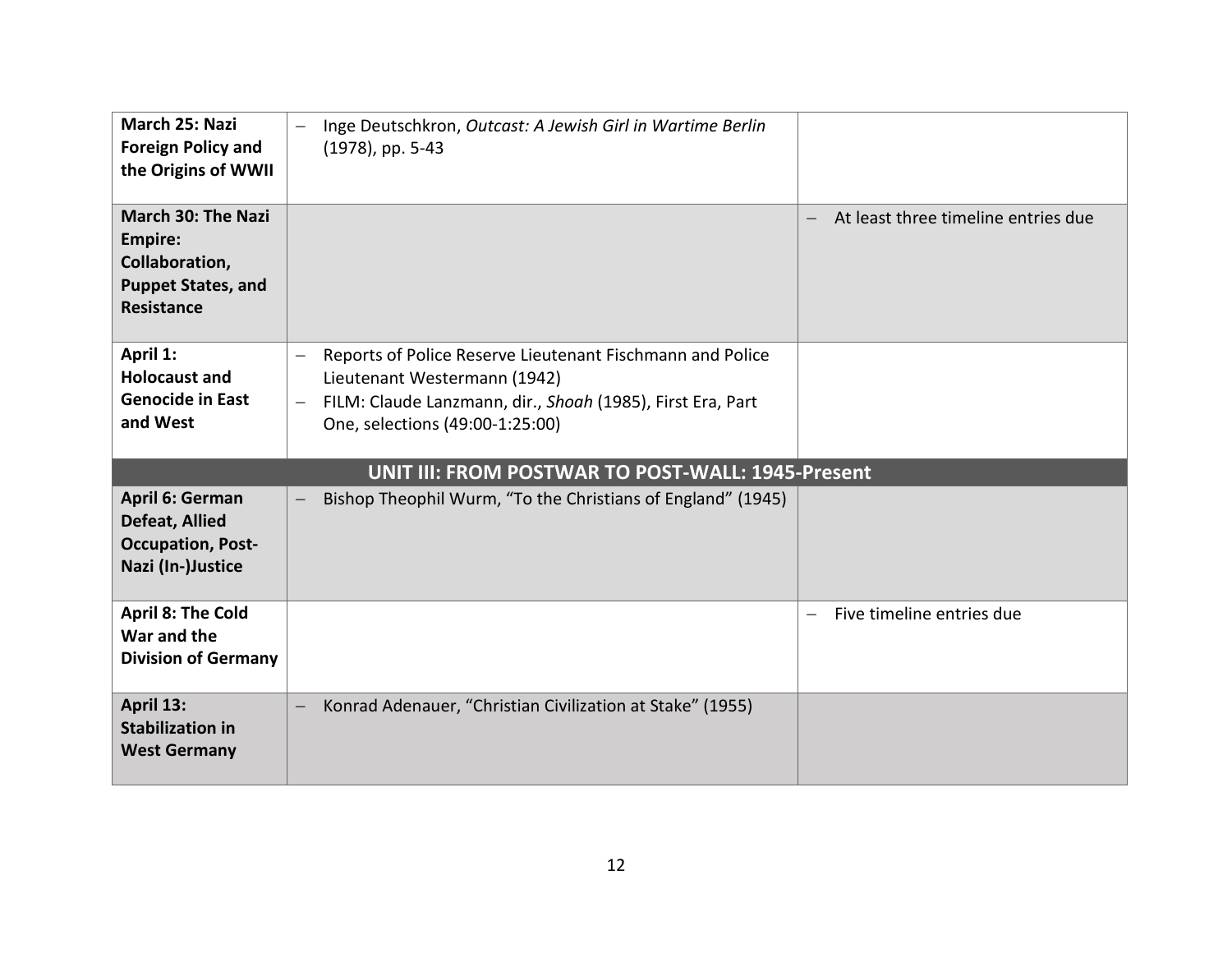| | | |
|---|---|---|
| **March 25: Nazi Foreign Policy and the Origins of WWII** | – Inge Deutschkron, *Outcast: A Jewish Girl in Wartime Berlin* (1978), pp. 5-43 | |
| **March 30: The Nazi Empire: Collaboration, Puppet States, and Resistance** | | – At least three timeline entries due |
| **April 1: Holocaust and Genocide in East and West** | – Reports of Police Reserve Lieutenant Fischmann and Police Lieutenant Westermann (1942)<br>– FILM: Claude Lanzmann, dir., *Shoah* (1985), First Era, Part One, selections (49:00-1:25:00) | |
| **UNIT III: FROM POSTWAR TO POST-WALL: 1945-Present** | | |
| **April 6: German Defeat, Allied Occupation, Post-Nazi (In-)Justice** | – Bishop Theophil Wurm, "To the Christians of England" (1945) | |
| **April 8: The Cold War and the Division of Germany** | | – Five timeline entries due |
| **April 13: Stabilization in West Germany** | – Konrad Adenauer, "Christian Civilization at Stake" (1955) | |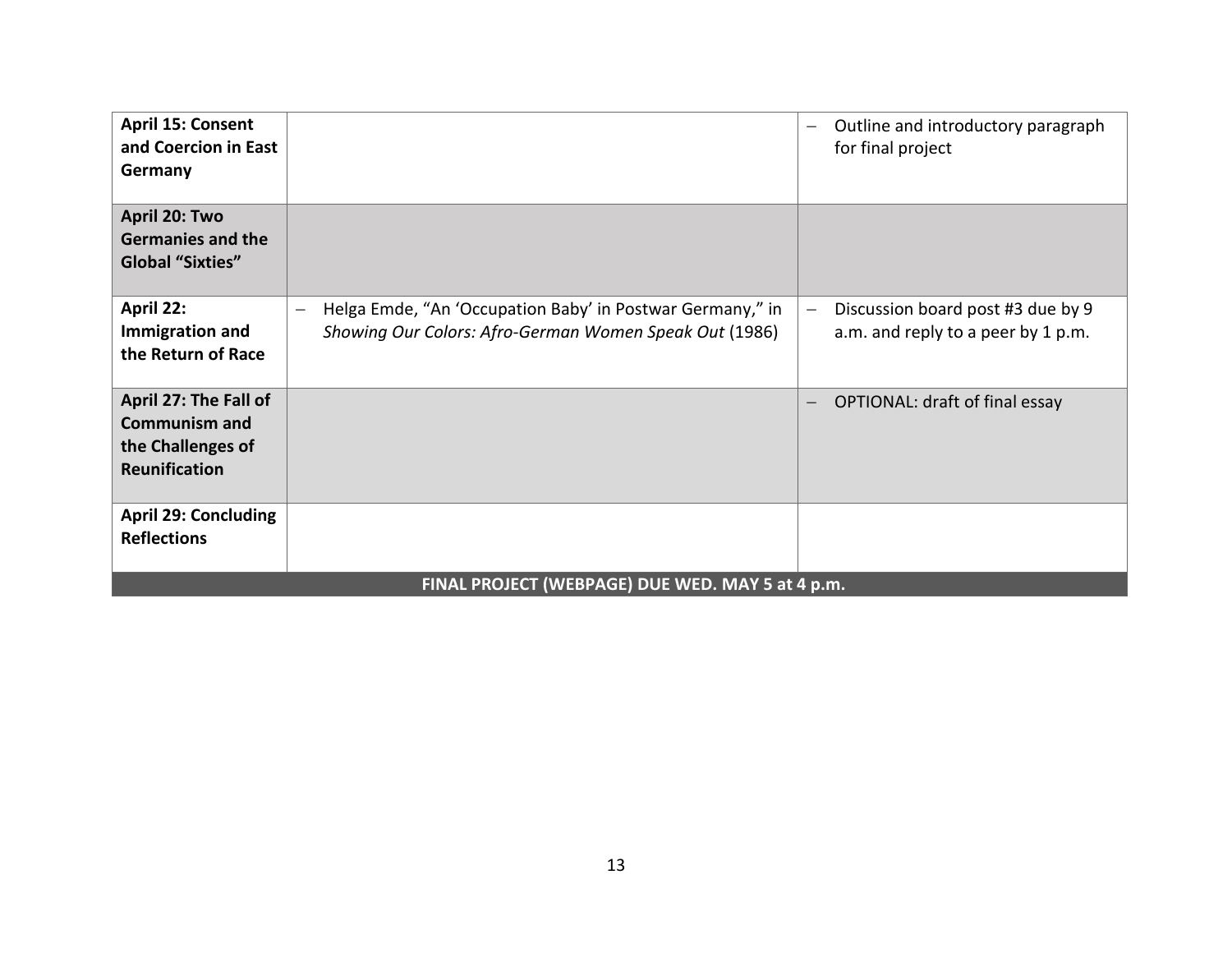| | | |
|---|---|---|
| **April 15: Consent and Coercion in East Germany** | | – Outline and introductory paragraph for final project |
| **April 20: Two Germanies and the Global "Sixties"** | | |
| **April 22: Immigration and the Return of Race** | – Helga Emde, "An 'Occupation Baby' in Postwar Germany," in *Showing Our Colors: Afro-German Women Speak Out* (1986) | – Discussion board post #3 due by 9 a.m. and reply to a peer by 1 p.m. |
| **April 27: The Fall of Communism and the Challenges of Reunification** | | – OPTIONAL: draft of final essay |
| **April 29: Concluding Reflections** | | |
| **FINAL PROJECT (WEBPAGE) DUE WED. MAY 5 at 4 p.m.** | | |